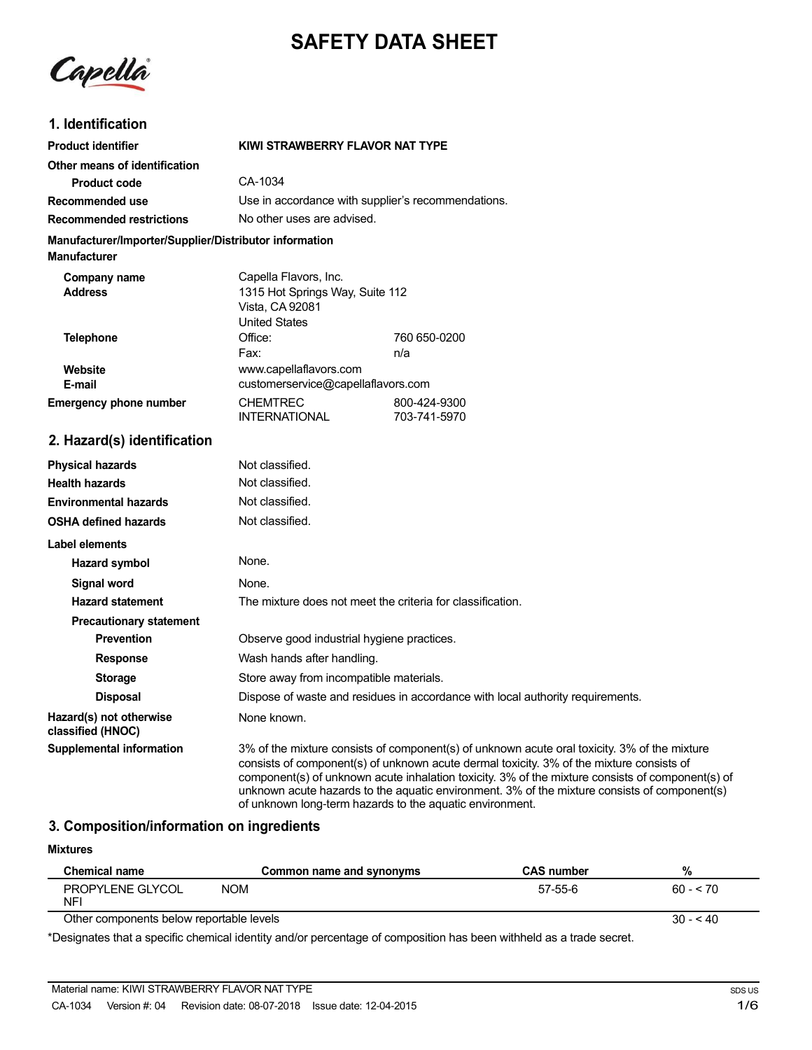# SAFETY DATA SHEET

Capella

## 1. Identification

| | |
|---|---|
| **Product identifier** | **KIWI STRAWBERRY FLAVOR NAT TYPE** |
| **Other means of identification** | |
| **Product code** | CA-1034 |
| **Recommended use** | Use in accordance with supplier's recommendations. |
| **Recommended restrictions** | No other uses are advised. |

**Manufacturer/Importer/Supplier/Distributor information**

**Manufacturer**

| | | |
|---|---|---|
| **Company name** | Capella Flavors, Inc. | |
| **Address** | 1315 Hot Springs Way, Suite 112<br>Vista, CA 92081<br>United States | |
| **Telephone** | Office: | 760 650-0200 |
| | Fax: | n/a |
| **Website** | www.capellaflavors.com | |
| **E-mail** | customerservice@capellaflavors.com | |
| **Emergency phone number** | CHEMTREC | 800-424-9300 |
| | INTERNATIONAL | 703-741-5970 |

## 2. Hazard(s) identification

| | |
|---|---|
| **Physical hazards** | Not classified. |
| **Health hazards** | Not classified. |
| **Environmental hazards** | Not classified. |
| **OSHA defined hazards** | Not classified. |

**Label elements**

| | |
|---|---|
| **Hazard symbol** | None. |
| **Signal word** | None. |
| **Hazard statement** | The mixture does not meet the criteria for classification. |
| **Precautionary statement** | |
| **Prevention** | Observe good industrial hygiene practices. |
| **Response** | Wash hands after handling. |
| **Storage** | Store away from incompatible materials. |
| **Disposal** | Dispose of waste and residues in accordance with local authority requirements. |
| **Hazard(s) not otherwise classified (HNOC)** | None known. |
| **Supplemental information** | 3% of the mixture consists of component(s) of unknown acute oral toxicity. 3% of the mixture consists of component(s) of unknown acute dermal toxicity. 3% of the mixture consists of component(s) of unknown acute inhalation toxicity. 3% of the mixture consists of component(s) of unknown acute hazards to the aquatic environment. 3% of the mixture consists of component(s) of unknown long-term hazards to the aquatic environment. |

## 3. Composition/information on ingredients

**Mixtures**

| Chemical name | Common name and synonyms | CAS number | % |
|---|---|---|---|
| PROPYLENE GLYCOL NFI | NOM | 57-55-6 | 60 - < 70 |
| Other components below reportable levels | | | 30 - < 40 |

*Designates that a specific chemical identity and/or percentage of composition has been withheld as a trade secret.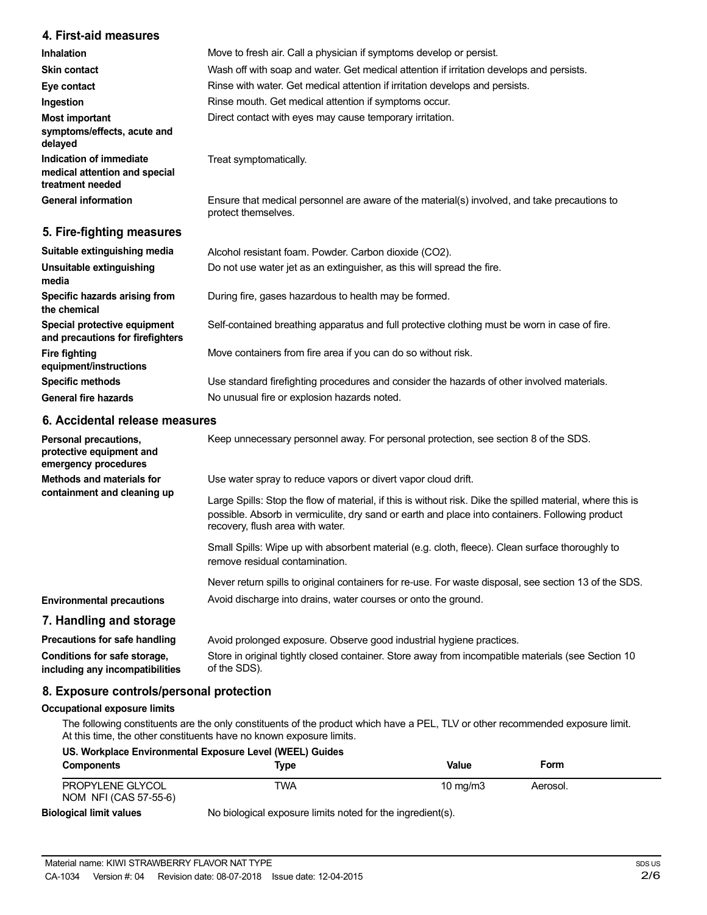## 4. First-aid measures

| | |
|---|---|
| **Inhalation** | Move to fresh air. Call a physician if symptoms develop or persist. |
| **Skin contact** | Wash off with soap and water. Get medical attention if irritation develops and persists. |
| **Eye contact** | Rinse with water. Get medical attention if irritation develops and persists. |
| **Ingestion** | Rinse mouth. Get medical attention if symptoms occur. |
| **Most important symptoms/effects, acute and delayed** | Direct contact with eyes may cause temporary irritation. |
| **Indication of immediate medical attention and special treatment needed** | Treat symptomatically. |
| **General information** | Ensure that medical personnel are aware of the material(s) involved, and take precautions to protect themselves. |

## 5. Fire-fighting measures

| | |
|---|---|
| **Suitable extinguishing media** | Alcohol resistant foam. Powder. Carbon dioxide ($CO_2$). |
| **Unsuitable extinguishing media** | Do not use water jet as an extinguisher, as this will spread the fire. |
| **Specific hazards arising from the chemical** | During fire, gases hazardous to health may be formed. |
| **Special protective equipment and precautions for firefighters** | Self-contained breathing apparatus and full protective clothing must be worn in case of fire. |
| **Fire fighting equipment/instructions** | Move containers from fire area if you can do so without risk. |
| **Specific methods** | Use standard firefighting procedures and consider the hazards of other involved materials. |
| **General fire hazards** | No unusual fire or explosion hazards noted. |

## 6. Accidental release measures

**Personal precautions, protective equipment and emergency procedures**
Keep unnecessary personnel away. For personal protection, see section 8 of the SDS.

**Methods and materials for containment and cleaning up**
Use water spray to reduce vapors or divert vapor cloud drift.

Large Spills: Stop the flow of material, if this is without risk. Dike the spilled material, where this is possible. Absorb in vermiculite, dry sand or earth and place into containers. Following product recovery, flush area with water.

Small Spills: Wipe up with absorbent material (e.g. cloth, fleece). Clean surface thoroughly to remove residual contamination.

Never return spills to original containers for re-use. For waste disposal, see section 13 of the SDS.

**Environmental precautions**
Avoid discharge into drains, water courses or onto the ground.

## 7. Handling and storage

| | |
|---|---|
| **Precautions for safe handling** | Avoid prolonged exposure. Observe good industrial hygiene practices. |
| **Conditions for safe storage, including any incompatibilities** | Store in original tightly closed container. Store away from incompatible materials (see Section 10 of the SDS). |

## 8. Exposure controls/personal protection

### Occupational exposure limits

The following constituents are the only constituents of the product which have a PEL, TLV or other recommended exposure limit. At this time, the other constituents have no known exposure limits.

**US. Workplace Environmental Exposure Level (WEEL) Guides**

| Components | Type | Value | Form |
|---|---|---|---|
| PROPYLENE GLYCOL NOM NFI (CAS 57-55-6) | TWA | 10 mg/m3 | Aerosol. |

**Biological limit values** No biological exposure limits noted for the ingredient(s).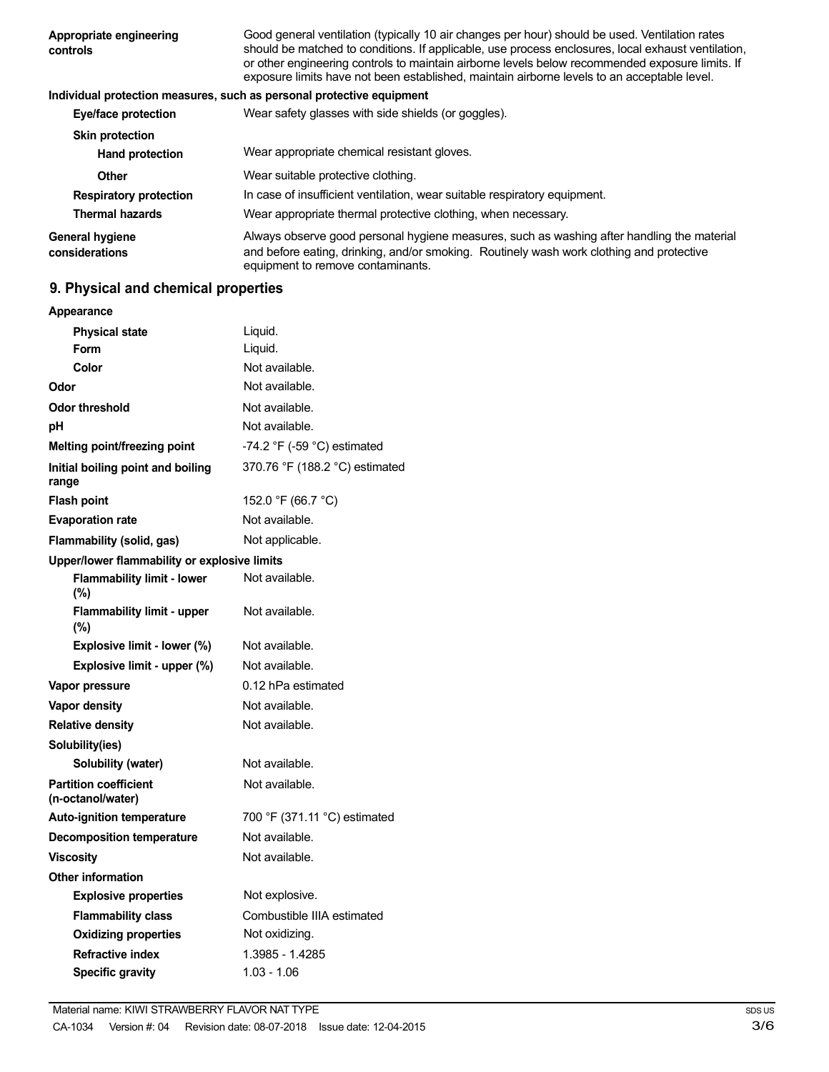| | |
|---|---|
| **Appropriate engineering controls** | Good general ventilation (typically 10 air changes per hour) should be used. Ventilation rates should be matched to conditions. If applicable, use process enclosures, local exhaust ventilation, or other engineering controls to maintain airborne levels below recommended exposure limits. If exposure limits have not been established, maintain airborne levels to an acceptable level. |

**Individual protection measures, such as personal protective equipment**

| | |
|---|---|
| **Eye/face protection** | Wear safety glasses with side shields (or goggles). |
| **Skin protection** | |
| **Hand protection** | Wear appropriate chemical resistant gloves. |
| **Other** | Wear suitable protective clothing. |
| **Respiratory protection** | In case of insufficient ventilation, wear suitable respiratory equipment. |
| **Thermal hazards** | Wear appropriate thermal protective clothing, when necessary. |
| **General hygiene considerations** | Always observe good personal hygiene measures, such as washing after handling the material and before eating, drinking, and/or smoking. Routinely wash work clothing and protective equipment to remove contaminants. |

## 9. Physical and chemical properties

| | |
|---|---|
| **Appearance** | |
| **Physical state** | Liquid. |
| **Form** | Liquid. |
| **Color** | Not available. |
| **Odor** | Not available. |
| **Odor threshold** | Not available. |
| **pH** | Not available. |
| **Melting point/freezing point** | -74.2 °F (-59 °C) estimated |
| **Initial boiling point and boiling range** | 370.76 °F (188.2 °C) estimated |
| **Flash point** | 152.0 °F (66.7 °C) |
| **Evaporation rate** | Not available. |
| **Flammability (solid, gas)** | Not applicable. |
| **Upper/lower flammability or explosive limits** | |
| **Flammability limit - lower (%)** | Not available. |
| **Flammability limit - upper (%)** | Not available. |
| **Explosive limit - lower (%)** | Not available. |
| **Explosive limit - upper (%)** | Not available. |
| **Vapor pressure** | 0.12 hPa estimated |
| **Vapor density** | Not available. |
| **Relative density** | Not available. |
| **Solubility(ies)** | |
| **Solubility (water)** | Not available. |
| **Partition coefficient (n-octanol/water)** | Not available. |
| **Auto-ignition temperature** | 700 °F (371.11 °C) estimated |
| **Decomposition temperature** | Not available. |
| **Viscosity** | Not available. |
| **Other information** | |
| **Explosive properties** | Not explosive. |
| **Flammability class** | Combustible IIIA estimated |
| **Oxidizing properties** | Not oxidizing. |
| **Refractive index** | 1.3985 - 1.4285 |
| **Specific gravity** | 1.03 - 1.06 |

Material name: KIWI STRAWBERRY FLAVOR NAT TYPE

CA-1034 Version #: 04 Revision date: 08-07-2018 Issue date: 12-04-2015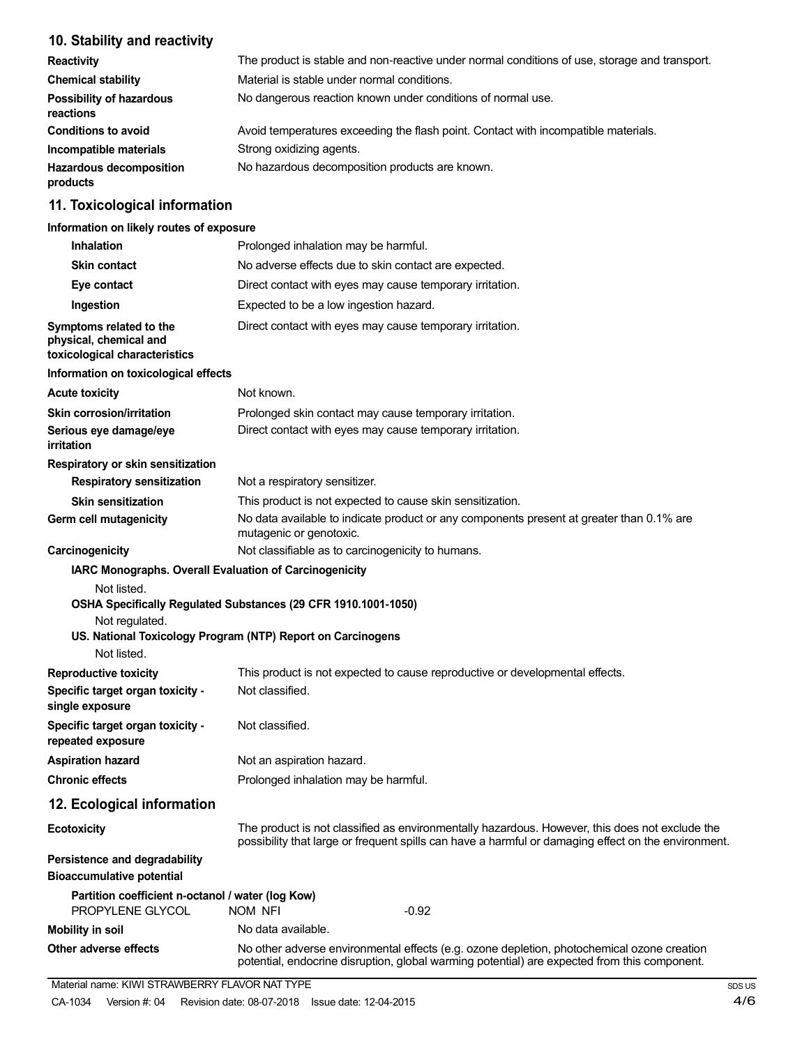## 10. Stability and reactivity

| | |
|---|---|
| **Reactivity** | The product is stable and non-reactive under normal conditions of use, storage and transport. |
| **Chemical stability** | Material is stable under normal conditions. |
| **Possibility of hazardous reactions** | No dangerous reaction known under conditions of normal use. |
| **Conditions to avoid** | Avoid temperatures exceeding the flash point. Contact with incompatible materials. |
| **Incompatible materials** | Strong oxidizing agents. |
| **Hazardous decomposition products** | No hazardous decomposition products are known. |

## 11. Toxicological information

**Information on likely routes of exposure**

| | |
|---|---|
| **Inhalation** | Prolonged inhalation may be harmful. |
| **Skin contact** | No adverse effects due to skin contact are expected. |
| **Eye contact** | Direct contact with eyes may cause temporary irritation. |
| **Ingestion** | Expected to be a low ingestion hazard. |
| **Symptoms related to the physical, chemical and toxicological characteristics** | Direct contact with eyes may cause temporary irritation. |

**Information on toxicological effects**

| | |
|---|---|
| **Acute toxicity** | Not known. |
| **Skin corrosion/irritation** | Prolonged skin contact may cause temporary irritation. |
| **Serious eye damage/eye irritation** | Direct contact with eyes may cause temporary irritation. |

**Respiratory or skin sensitization**

| | |
|---|---|
| **Respiratory sensitization** | Not a respiratory sensitizer. |
| **Skin sensitization** | This product is not expected to cause skin sensitization. |
| **Germ cell mutagenicity** | No data available to indicate product or any components present at greater than 0.1% are mutagenic or genotoxic. |
| **Carcinogenicity** | Not classifiable as to carcinogenicity to humans. |

**IARC Monographs. Overall Evaluation of Carcinogenicity**

Not listed.

**OSHA Specifically Regulated Substances (29 CFR 1910.1001-1050)**

Not regulated.

**US. National Toxicology Program (NTP) Report on Carcinogens**

Not listed.

| | |
|---|---|
| **Reproductive toxicity** | This product is not expected to cause reproductive or developmental effects. |
| **Specific target organ toxicity - single exposure** | Not classified. |
| **Specific target organ toxicity - repeated exposure** | Not classified. |
| **Aspiration hazard** | Not an aspiration hazard. |
| **Chronic effects** | Prolonged inhalation may be harmful. |

## 12. Ecological information

| | |
|---|---|
| **Ecotoxicity** | The product is not classified as environmentally hazardous. However, this does not exclude the possibility that large or frequent spills can have a harmful or damaging effect on the environment. |

**Persistence and degradability**

**Bioaccumulative potential**

**Partition coefficient n-octanol / water (log Kow)**

| | | |
|---|---|---|
| PROPYLENE GLYCOL | NOM NFI | -0.92 |

| | |
|---|---|
| **Mobility in soil** | No data available. |
| **Other adverse effects** | No other adverse environmental effects (e.g. ozone depletion, photochemical ozone creation potential, endocrine disruption, global warming potential) are expected from this component. |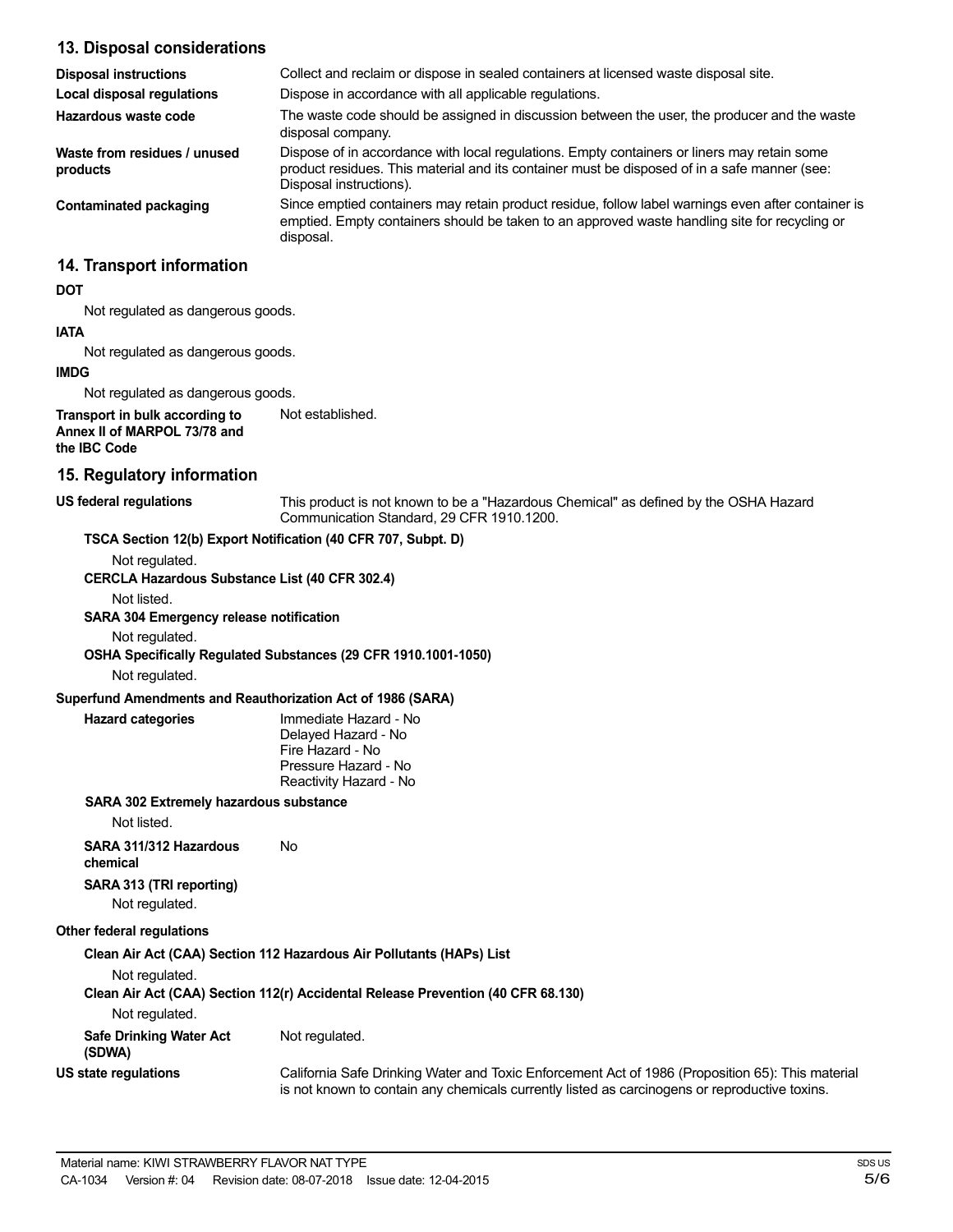## 13. Disposal considerations

| | |
|---|---|
| **Disposal instructions** | Collect and reclaim or dispose in sealed containers at licensed waste disposal site. |
| **Local disposal regulations** | Dispose in accordance with all applicable regulations. |
| **Hazardous waste code** | The waste code should be assigned in discussion between the user, the producer and the waste disposal company. |
| **Waste from residues / unused products** | Dispose of in accordance with local regulations. Empty containers or liners may retain some product residues. This material and its container must be disposed of in a safe manner (see: Disposal instructions). |
| **Contaminated packaging** | Since emptied containers may retain product residue, follow label warnings even after container is emptied. Empty containers should be taken to an approved waste handling site for recycling or disposal. |

## 14. Transport information

**DOT**

Not regulated as dangerous goods.

**IATA**

Not regulated as dangerous goods.

**IMDG**

Not regulated as dangerous goods.

**Transport in bulk according to Annex II of MARPOL 73/78 and the IBC Code** Not established.

## 15. Regulatory information

**US federal regulations** This product is not known to be a "Hazardous Chemical" as defined by the OSHA Hazard Communication Standard, 29 CFR 1910.1200.

**TSCA Section 12(b) Export Notification (40 CFR 707, Subpt. D)**

Not regulated.

**CERCLA Hazardous Substance List (40 CFR 302.4)**

Not listed.

**SARA 304 Emergency release notification**

Not regulated.

**OSHA Specifically Regulated Substances (29 CFR 1910.1001-1050)**

Not regulated.

**Superfund Amendments and Reauthorization Act of 1986 (SARA)**

**Hazard categories**
Immediate Hazard - No
Delayed Hazard - No
Fire Hazard - No
Pressure Hazard - No
Reactivity Hazard - No

**SARA 302 Extremely hazardous substance**

Not listed.

**SARA 311/312 Hazardous chemical** No

**SARA 313 (TRI reporting)**

Not regulated.

**Other federal regulations**

**Clean Air Act (CAA) Section 112 Hazardous Air Pollutants (HAPs) List**

Not regulated.

**Clean Air Act (CAA) Section 112(r) Accidental Release Prevention (40 CFR 68.130)**

Not regulated.

**Safe Drinking Water Act (SDWA)** Not regulated.

**US state regulations** California Safe Drinking Water and Toxic Enforcement Act of 1986 (Proposition 65): This material is not known to contain any chemicals currently listed as carcinogens or reproductive toxins.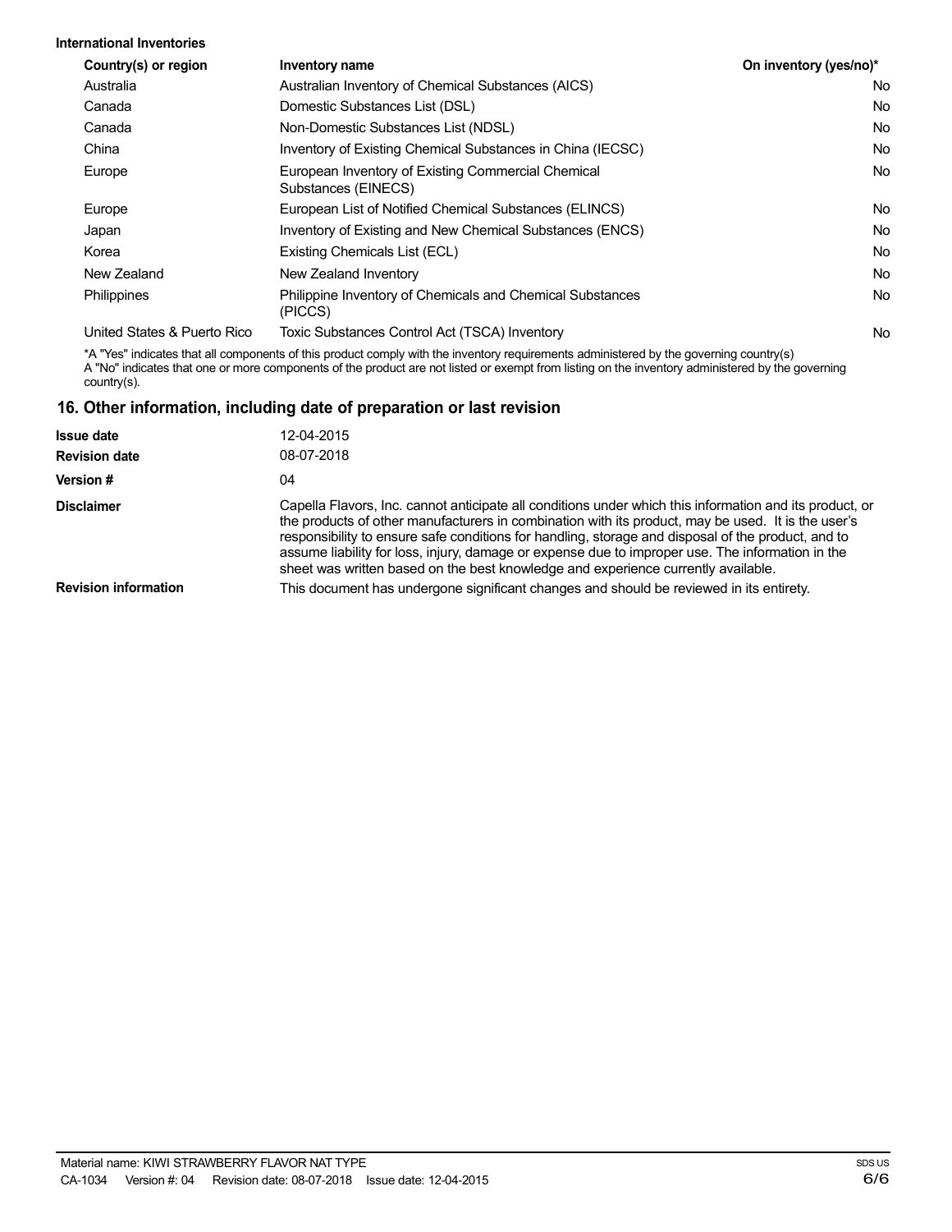**International Inventories**

| Country(s) or region | Inventory name | On inventory (yes/no)* |
|---|---|---|
| Australia | Australian Inventory of Chemical Substances (AICS) | No |
| Canada | Domestic Substances List (DSL) | No |
| Canada | Non-Domestic Substances List (NDSL) | No |
| China | Inventory of Existing Chemical Substances in China (IECSC) | No |
| Europe | European Inventory of Existing Commercial Chemical Substances (EINECS) | No |
| Europe | European List of Notified Chemical Substances (ELINCS) | No |
| Japan | Inventory of Existing and New Chemical Substances (ENCS) | No |
| Korea | Existing Chemicals List (ECL) | No |
| New Zealand | New Zealand Inventory | No |
| Philippines | Philippine Inventory of Chemicals and Chemical Substances (PICCS) | No |
| United States & Puerto Rico | Toxic Substances Control Act (TSCA) Inventory | No |

*A "Yes" indicates that all components of this product comply with the inventory requirements administered by the governing country(s)
A "No" indicates that one or more components of the product are not listed or exempt from listing on the inventory administered by the governing country(s).

## 16. Other information, including date of preparation or last revision

**Issue date** 12-04-2015

**Revision date** 08-07-2018

**Version #** 04

**Disclaimer** Capella Flavors, Inc. cannot anticipate all conditions under which this information and its product, or the products of other manufacturers in combination with its product, may be used. It is the user's responsibility to ensure safe conditions for handling, storage and disposal of the product, and to assume liability for loss, injury, damage or expense due to improper use. The information in the sheet was written based on the best knowledge and experience currently available.

**Revision information** This document has undergone significant changes and should be reviewed in its entirety.